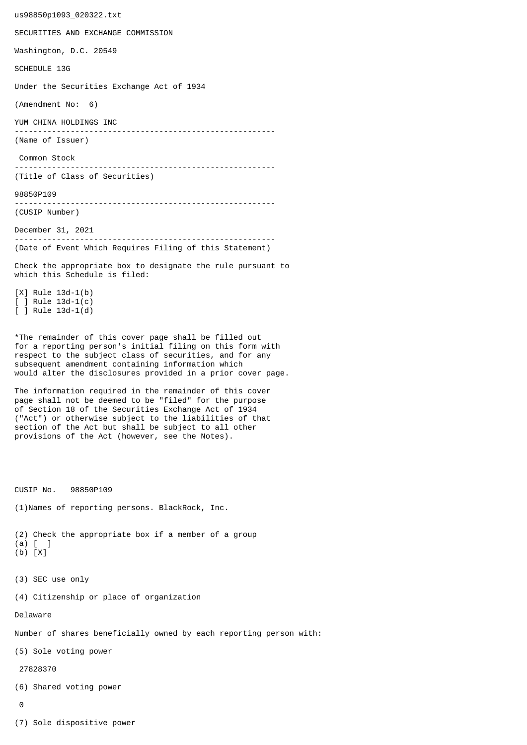us98850p1093_020322.txt

SECURITIES AND EXCHANGE COMMISSION

Washington, D.C. 20549

SCHEDULE 13G

Under the Securities Exchange Act of 1934

(Amendment No: 6)

YUM CHINA HOLDINGS INC

---

(Name of Issuer)

Common Stock

---

(Title of Class of Securities)

98850P109

---

(CUSIP Number)

December 31, 2021

---

(Date of Event Which Requires Filing of this Statement)

Check the appropriate box to designate the rule pursuant to which this Schedule is filed:

[X] Rule 13d-1(b)
[ ] Rule 13d-1(c)
[ ] Rule 13d-1(d)

*The remainder of this cover page shall be filled out for a reporting person's initial filing on this form with respect to the subject class of securities, and for any subsequent amendment containing information which would alter the disclosures provided in a prior cover page.

The information required in the remainder of this cover page shall not be deemed to be "filed" for the purpose of Section 18 of the Securities Exchange Act of 1934 ("Act") or otherwise subject to the liabilities of that section of the Act but shall be subject to all other provisions of the Act (however, see the Notes).

CUSIP No. 98850P109

(1)Names of reporting persons. BlackRock, Inc.

(2) Check the appropriate box if a member of a group
(a) [ ]
(b) [X]

(3) SEC use only

(4) Citizenship or place of organization

Delaware

Number of shares beneficially owned by each reporting person with:

(5) Sole voting power

27828370

(6) Shared voting power

0

(7) Sole dispositive power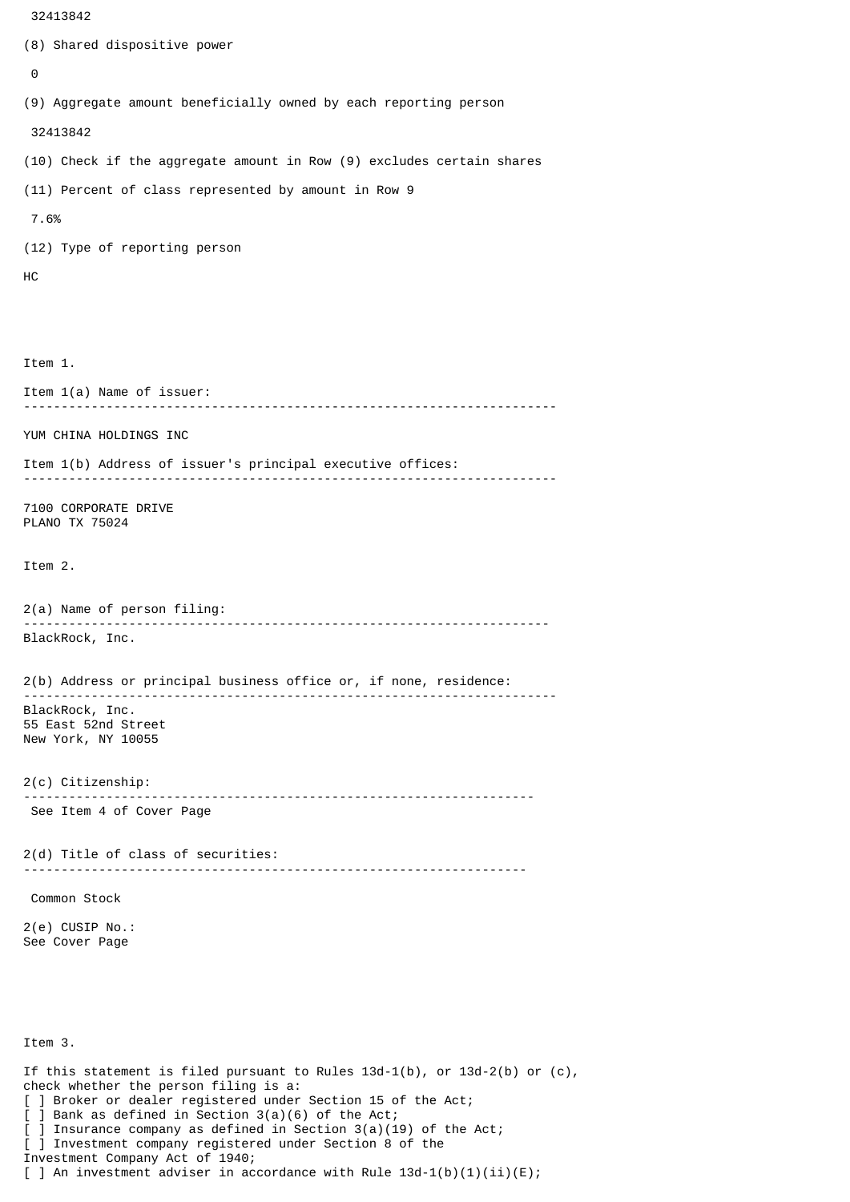32413842

(8) Shared dispositive power

0

(9) Aggregate amount beneficially owned by each reporting person

32413842

(10) Check if the aggregate amount in Row (9) excludes certain shares

(11) Percent of class represented by amount in Row 9

7.6%

(12) Type of reporting person

HC

Item 1.

Item 1(a) Name of issuer:

---

YUM CHINA HOLDINGS INC

Item 1(b) Address of issuer's principal executive offices:

---

7100 CORPORATE DRIVE
PLANO TX 75024

Item 2.

2(a) Name of person filing:

---

BlackRock, Inc.

2(b) Address or principal business office or, if none, residence:

---

BlackRock, Inc.
55 East 52nd Street
New York, NY 10055

2(c) Citizenship:

---

See Item 4 of Cover Page

2(d) Title of class of securities:

---

Common Stock

2(e) CUSIP No.:
See Cover Page

Item 3.

If this statement is filed pursuant to Rules 13d-1(b), or 13d-2(b) or (c), check whether the person filing is a:

[ ] Broker or dealer registered under Section 15 of the Act;
[ ] Bank as defined in Section 3(a)(6) of the Act;
[ ] Insurance company as defined in Section 3(a)(19) of the Act;
[ ] Investment company registered under Section 8 of the Investment Company Act of 1940;
[ ] An investment adviser in accordance with Rule 13d-1(b)(1)(ii)(E);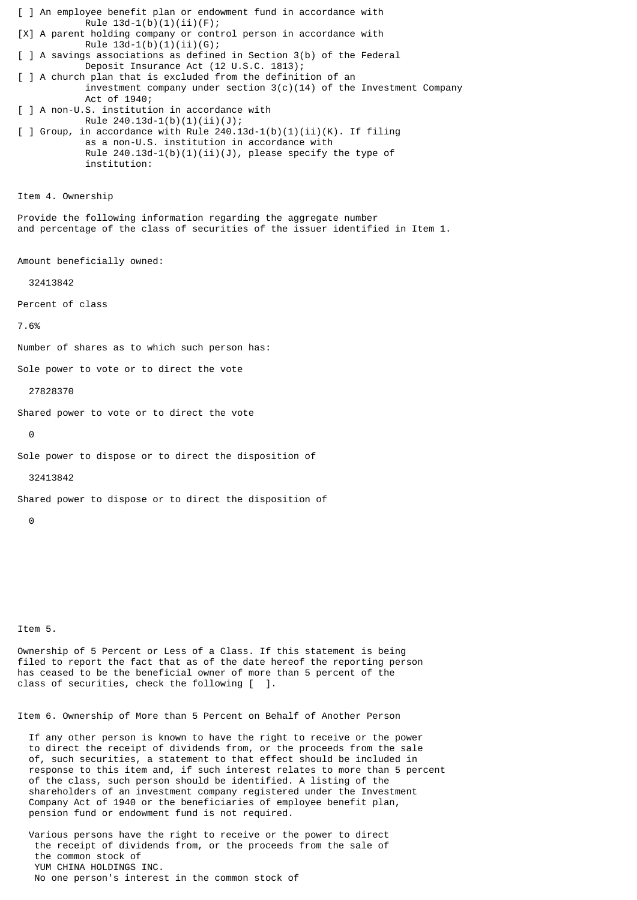[ ] An employee benefit plan or endowment fund in accordance with Rule 13d-1(b)(1)(ii)(F);

[X] A parent holding company or control person in accordance with Rule 13d-1(b)(1)(ii)(G);

[ ] A savings associations as defined in Section 3(b) of the Federal Deposit Insurance Act (12 U.S.C. 1813);

[ ] A church plan that is excluded from the definition of an investment company under section 3(c)(14) of the Investment Company Act of 1940;

[ ] A non-U.S. institution in accordance with Rule 240.13d-1(b)(1)(ii)(J);

[ ] Group, in accordance with Rule 240.13d-1(b)(1)(ii)(K). If filing as a non-U.S. institution in accordance with Rule 240.13d-1(b)(1)(ii)(J), please specify the type of institution:

Item 4. Ownership

Provide the following information regarding the aggregate number and percentage of the class of securities of the issuer identified in Item 1.

Amount beneficially owned:

32413842

Percent of class

7.6%

Number of shares as to which such person has:

Sole power to vote or to direct the vote

27828370

Shared power to vote or to direct the vote

0

Sole power to dispose or to direct the disposition of

32413842

Shared power to dispose or to direct the disposition of

0

Item 5.

Ownership of 5 Percent or Less of a Class. If this statement is being filed to report the fact that as of the date hereof the reporting person has ceased to be the beneficial owner of more than 5 percent of the class of securities, check the following [ ].

Item 6. Ownership of More than 5 Percent on Behalf of Another Person

If any other person is known to have the right to receive or the power to direct the receipt of dividends from, or the proceeds from the sale of, such securities, a statement to that effect should be included in response to this item and, if such interest relates to more than 5 percent of the class, such person should be identified. A listing of the shareholders of an investment company registered under the Investment Company Act of 1940 or the beneficiaries of employee benefit plan, pension fund or endowment fund is not required.

Various persons have the right to receive or the power to direct the receipt of dividends from, or the proceeds from the sale of the common stock of YUM CHINA HOLDINGS INC. No one person's interest in the common stock of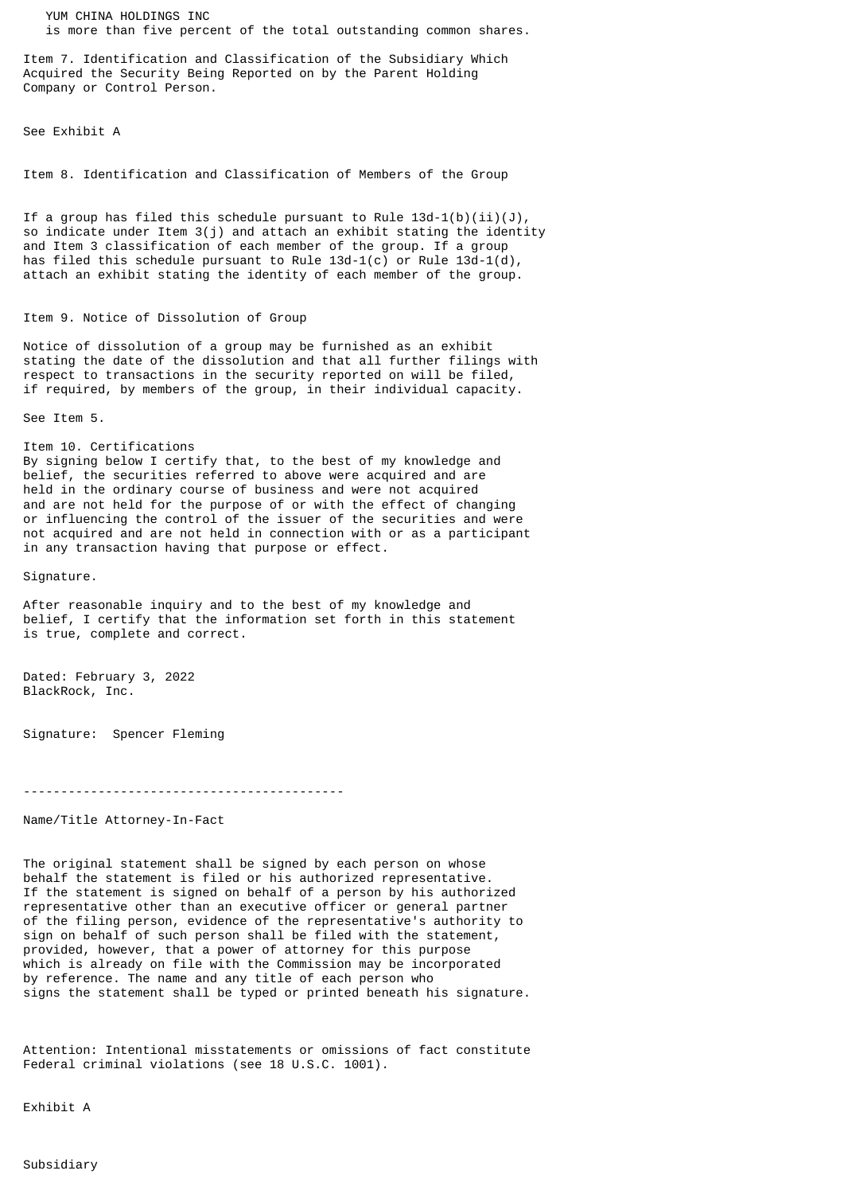YUM CHINA HOLDINGS INC
is more than five percent of the total outstanding common shares.

Item 7. Identification and Classification of the Subsidiary Which Acquired the Security Being Reported on by the Parent Holding Company or Control Person.

See Exhibit A

Item 8. Identification and Classification of Members of the Group

If a group has filed this schedule pursuant to Rule 13d-1(b)(ii)(J), so indicate under Item 3(j) and attach an exhibit stating the identity and Item 3 classification of each member of the group. If a group has filed this schedule pursuant to Rule 13d-1(c) or Rule 13d-1(d), attach an exhibit stating the identity of each member of the group.

Item 9. Notice of Dissolution of Group

Notice of dissolution of a group may be furnished as an exhibit stating the date of the dissolution and that all further filings with respect to transactions in the security reported on will be filed, if required, by members of the group, in their individual capacity.

See Item 5.

Item 10. Certifications
By signing below I certify that, to the best of my knowledge and belief, the securities referred to above were acquired and are held in the ordinary course of business and were not acquired and are not held for the purpose of or with the effect of changing or influencing the control of the issuer of the securities and were not acquired and are not held in connection with or as a participant in any transaction having that purpose or effect.

Signature.

After reasonable inquiry and to the best of my knowledge and belief, I certify that the information set forth in this statement is true, complete and correct.

Dated: February 3, 2022
BlackRock, Inc.

Signature: Spencer Fleming

-------------------------------------------

Name/Title Attorney-In-Fact

The original statement shall be signed by each person on whose behalf the statement is filed or his authorized representative. If the statement is signed on behalf of a person by his authorized representative other than an executive officer or general partner of the filing person, evidence of the representative's authority to sign on behalf of such person shall be filed with the statement, provided, however, that a power of attorney for this purpose which is already on file with the Commission may be incorporated by reference. The name and any title of each person who signs the statement shall be typed or printed beneath his signature.

Attention: Intentional misstatements or omissions of fact constitute Federal criminal violations (see 18 U.S.C. 1001).

Exhibit A

Subsidiary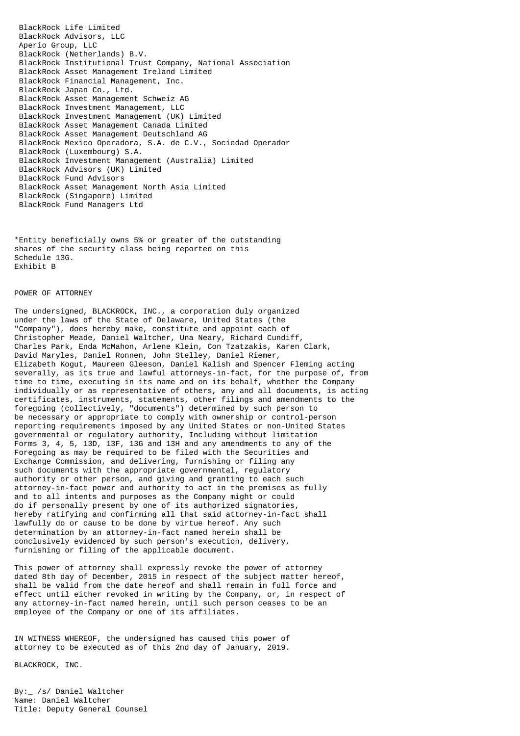BlackRock Life Limited
BlackRock Advisors, LLC
Aperio Group, LLC
BlackRock (Netherlands) B.V.
BlackRock Institutional Trust Company, National Association
BlackRock Asset Management Ireland Limited
BlackRock Financial Management, Inc.
BlackRock Japan Co., Ltd.
BlackRock Asset Management Schweiz AG
BlackRock Investment Management, LLC
BlackRock Investment Management (UK) Limited
BlackRock Asset Management Canada Limited
BlackRock Asset Management Deutschland AG
BlackRock Mexico Operadora, S.A. de C.V., Sociedad Operador
BlackRock (Luxembourg) S.A.
BlackRock Investment Management (Australia) Limited
BlackRock Advisors (UK) Limited
BlackRock Fund Advisors
BlackRock Asset Management North Asia Limited
BlackRock (Singapore) Limited
BlackRock Fund Managers Ltd

*Entity beneficially owns 5% or greater of the outstanding shares of the security class being reported on this Schedule 13G.

Exhibit B

POWER OF ATTORNEY

The undersigned, BLACKROCK, INC., a corporation duly organized under the laws of the State of Delaware, United States (the "Company"), does hereby make, constitute and appoint each of Christopher Meade, Daniel Waltcher, Una Neary, Richard Cundiff, Charles Park, Enda McMahon, Arlene Klein, Con Tzatzakis, Karen Clark, David Maryles, Daniel Ronnen, John Stelley, Daniel Riemer, Elizabeth Kogut, Maureen Gleeson, Daniel Kalish and Spencer Fleming acting severally, as its true and lawful attorneys-in-fact, for the purpose of, from time to time, executing in its name and on its behalf, whether the Company individually or as representative of others, any and all documents, is acting certificates, instruments, statements, other filings and amendments to the foregoing (collectively, "documents") determined by such person to be necessary or appropriate to comply with ownership or control-person reporting requirements imposed by any United States or non-United States governmental or regulatory authority, Including without limitation Forms 3, 4, 5, 13D, 13F, 13G and 13H and any amendments to any of the Foregoing as may be required to be filed with the Securities and Exchange Commission, and delivering, furnishing or filing any such documents with the appropriate governmental, regulatory authority or other person, and giving and granting to each such attorney-in-fact power and authority to act in the premises as fully and to all intents and purposes as the Company might or could do if personally present by one of its authorized signatories, hereby ratifying and confirming all that said attorney-in-fact shall lawfully do or cause to be done by virtue hereof. Any such determination by an attorney-in-fact named herein shall be conclusively evidenced by such person's execution, delivery, furnishing or filing of the applicable document.

This power of attorney shall expressly revoke the power of attorney dated 8th day of December, 2015 in respect of the subject matter hereof, shall be valid from the date hereof and shall remain in full force and effect until either revoked in writing by the Company, or, in respect of any attorney-in-fact named herein, until such person ceases to be an employee of the Company or one of its affiliates.

IN WITNESS WHEREOF, the undersigned has caused this power of attorney to be executed as of this 2nd day of January, 2019.

BLACKROCK, INC.

By:_ /s/ Daniel Waltcher
Name: Daniel Waltcher
Title: Deputy General Counsel